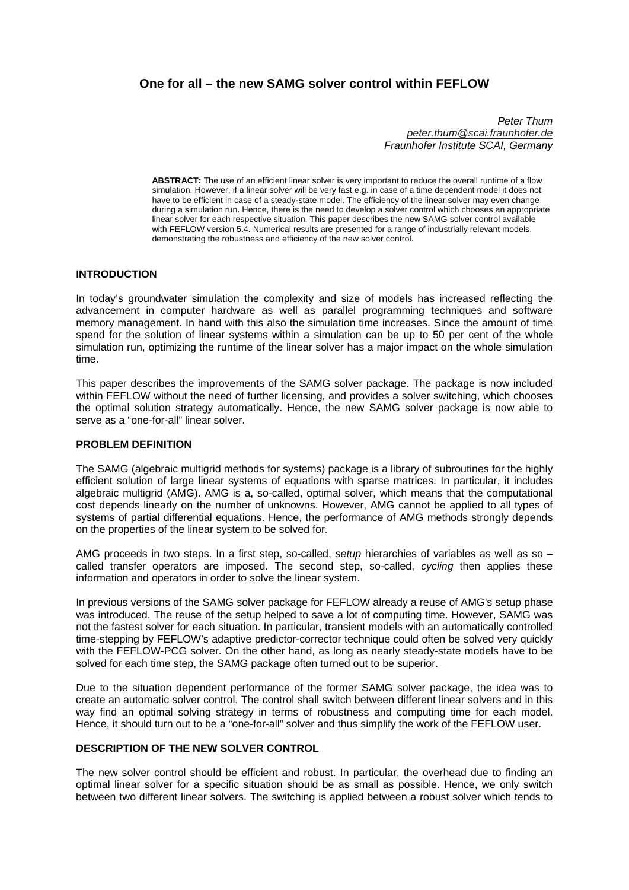# One for all – the new SAMG solver control within FEFLOW

*Peter Thum*
*peter.thum@scai.fraunhofer.de*
*Fraunhofer Institute SCAI, Germany*

**ABSTRACT:** The use of an efficient linear solver is very important to reduce the overall runtime of a flow simulation. However, if a linear solver will be very fast e.g. in case of a time dependent model it does not have to be efficient in case of a steady-state model. The efficiency of the linear solver may even change during a simulation run. Hence, there is the need to develop a solver control which chooses an appropriate linear solver for each respective situation. This paper describes the new SAMG solver control available with FEFLOW version 5.4. Numerical results are presented for a range of industrially relevant models, demonstrating the robustness and efficiency of the new solver control.

## INTRODUCTION

In today's groundwater simulation the complexity and size of models has increased reflecting the advancement in computer hardware as well as parallel programming techniques and software memory management. In hand with this also the simulation time increases. Since the amount of time spend for the solution of linear systems within a simulation can be up to 50 per cent of the whole simulation run, optimizing the runtime of the linear solver has a major impact on the whole simulation time.

This paper describes the improvements of the SAMG solver package. The package is now included within FEFLOW without the need of further licensing, and provides a solver switching, which chooses the optimal solution strategy automatically. Hence, the new SAMG solver package is now able to serve as a "one-for-all" linear solver.

## PROBLEM DEFINITION

The SAMG (algebraic multigrid methods for systems) package is a library of subroutines for the highly efficient solution of large linear systems of equations with sparse matrices. In particular, it includes algebraic multigrid (AMG). AMG is a, so-called, optimal solver, which means that the computational cost depends linearly on the number of unknowns. However, AMG cannot be applied to all types of systems of partial differential equations. Hence, the performance of AMG methods strongly depends on the properties of the linear system to be solved for.

AMG proceeds in two steps. In a first step, so-called, *setup* hierarchies of variables as well as so – called transfer operators are imposed. The second step, so-called, *cycling* then applies these information and operators in order to solve the linear system.

In previous versions of the SAMG solver package for FEFLOW already a reuse of AMG's setup phase was introduced. The reuse of the setup helped to save a lot of computing time. However, SAMG was not the fastest solver for each situation. In particular, transient models with an automatically controlled time-stepping by FEFLOW's adaptive predictor-corrector technique could often be solved very quickly with the FEFLOW-PCG solver. On the other hand, as long as nearly steady-state models have to be solved for each time step, the SAMG package often turned out to be superior.

Due to the situation dependent performance of the former SAMG solver package, the idea was to create an automatic solver control. The control shall switch between different linear solvers and in this way find an optimal solving strategy in terms of robustness and computing time for each model. Hence, it should turn out to be a "one-for-all" solver and thus simplify the work of the FEFLOW user.

## DESCRIPTION OF THE NEW SOLVER CONTROL

The new solver control should be efficient and robust. In particular, the overhead due to finding an optimal linear solver for a specific situation should be as small as possible. Hence, we only switch between two different linear solvers. The switching is applied between a robust solver which tends to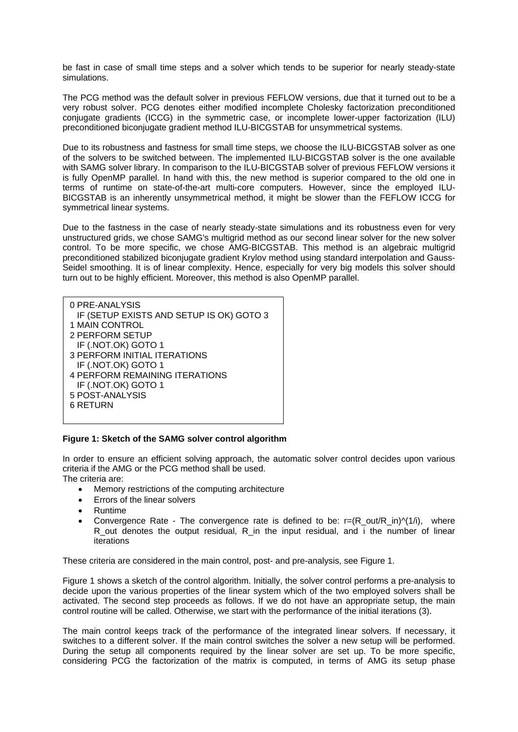be fast in case of small time steps and a solver which tends to be superior for nearly steady-state simulations.

The PCG method was the default solver in previous FEFLOW versions, due that it turned out to be a very robust solver. PCG denotes either modified incomplete Cholesky factorization preconditioned conjugate gradients (ICCG) in the symmetric case, or incomplete lower-upper factorization (ILU) preconditioned biconjugate gradient method ILU-BICGSTAB for unsymmetrical systems.

Due to its robustness and fastness for small time steps, we choose the ILU-BICGSTAB solver as one of the solvers to be switched between. The implemented ILU-BICGSTAB solver is the one available with SAMG solver library. In comparison to the ILU-BICGSTAB solver of previous FEFLOW versions it is fully OpenMP parallel. In hand with this, the new method is superior compared to the old one in terms of runtime on state-of-the-art multi-core computers. However, since the employed ILU-BICGSTAB is an inherently unsymmetrical method, it might be slower than the FEFLOW ICCG for symmetrical linear systems.

Due to the fastness in the case of nearly steady-state simulations and its robustness even for very unstructured grids, we chose SAMG's multigrid method as our second linear solver for the new solver control. To be more specific, we chose AMG-BICGSTAB. This method is an algebraic multigrid preconditioned stabilized biconjugate gradient Krylov method using standard interpolation and Gauss-Seidel smoothing. It is of linear complexity. Hence, especially for very big models this solver should turn out to be highly efficient. Moreover, this method is also OpenMP parallel.

```
0 PRE-ANALYSIS
  IF (SETUP EXISTS AND SETUP IS OK) GOTO 3
1 MAIN CONTROL
2 PERFORM SETUP
  IF (.NOT.OK) GOTO 1
3 PERFORM INITIAL ITERATIONS
  IF (.NOT.OK) GOTO 1
4 PERFORM REMAINING ITERATIONS
  IF (.NOT.OK) GOTO 1
5 POST-ANALYSIS
6 RETURN
```

**Figure 1: Sketch of the SAMG solver control algorithm**

In order to ensure an efficient solving approach, the automatic solver control decides upon various criteria if the AMG or the PCG method shall be used.
The criteria are:

- Memory restrictions of the computing architecture
- Errors of the linear solvers
- Runtime
- Convergence Rate - The convergence rate is defined to be: $r=(R_{out}/R_{in})^{(1/i)}$, where $R_{out}$ denotes the output residual, $R_{in}$ the input residual, and $i$ the number of linear iterations

These criteria are considered in the main control, post- and pre-analysis, see Figure 1.

Figure 1 shows a sketch of the control algorithm. Initially, the solver control performs a pre-analysis to decide upon the various properties of the linear system which of the two employed solvers shall be activated. The second step proceeds as follows. If we do not have an appropriate setup, the main control routine will be called. Otherwise, we start with the performance of the initial iterations (3).

The main control keeps track of the performance of the integrated linear solvers. If necessary, it switches to a different solver. If the main control switches the solver a new setup will be performed. During the setup all components required by the linear solver are set up. To be more specific, considering PCG the factorization of the matrix is computed, in terms of AMG its setup phase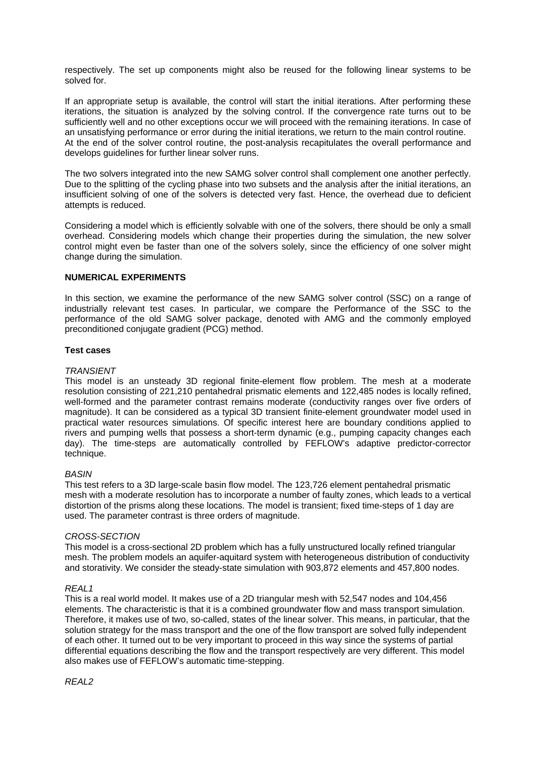respectively. The set up components might also be reused for the following linear systems to be solved for.

If an appropriate setup is available, the control will start the initial iterations. After performing these iterations, the situation is analyzed by the solving control. If the convergence rate turns out to be sufficiently well and no other exceptions occur we will proceed with the remaining iterations. In case of an unsatisfying performance or error during the initial iterations, we return to the main control routine. At the end of the solver control routine, the post-analysis recapitulates the overall performance and develops guidelines for further linear solver runs.

The two solvers integrated into the new SAMG solver control shall complement one another perfectly. Due to the splitting of the cycling phase into two subsets and the analysis after the initial iterations, an insufficient solving of one of the solvers is detected very fast. Hence, the overhead due to deficient attempts is reduced.

Considering a model which is efficiently solvable with one of the solvers, there should be only a small overhead. Considering models which change their properties during the simulation, the new solver control might even be faster than one of the solvers solely, since the efficiency of one solver might change during the simulation.

## NUMERICAL EXPERIMENTS

In this section, we examine the performance of the new SAMG solver control (SSC) on a range of industrially relevant test cases. In particular, we compare the Performance of the SSC to the performance of the old SAMG solver package, denoted with AMG and the commonly employed preconditioned conjugate gradient (PCG) method.

### Test cases

*TRANSIENT*

This model is an unsteady 3D regional finite-element flow problem. The mesh at a moderate resolution consisting of 221,210 pentahedral prismatic elements and 122,485 nodes is locally refined, well-formed and the parameter contrast remains moderate (conductivity ranges over five orders of magnitude). It can be considered as a typical 3D transient finite-element groundwater model used in practical water resources simulations. Of specific interest here are boundary conditions applied to rivers and pumping wells that possess a short-term dynamic (e.g., pumping capacity changes each day). The time-steps are automatically controlled by FEFLOW's adaptive predictor-corrector technique.

*BASIN*

This test refers to a 3D large-scale basin flow model. The 123,726 element pentahedral prismatic mesh with a moderate resolution has to incorporate a number of faulty zones, which leads to a vertical distortion of the prisms along these locations. The model is transient; fixed time-steps of 1 day are used. The parameter contrast is three orders of magnitude.

*CROSS-SECTION*

This model is a cross-sectional 2D problem which has a fully unstructured locally refined triangular mesh. The problem models an aquifer-aquitard system with heterogeneous distribution of conductivity and storativity. We consider the steady-state simulation with 903,872 elements and 457,800 nodes.

*REAL1*

This is a real world model. It makes use of a 2D triangular mesh with 52,547 nodes and 104,456 elements. The characteristic is that it is a combined groundwater flow and mass transport simulation. Therefore, it makes use of two, so-called, states of the linear solver. This means, in particular, that the solution strategy for the mass transport and the one of the flow transport are solved fully independent of each other. It turned out to be very important to proceed in this way since the systems of partial differential equations describing the flow and the transport respectively are very different. This model also makes use of FEFLOW's automatic time-stepping.

*REAL2*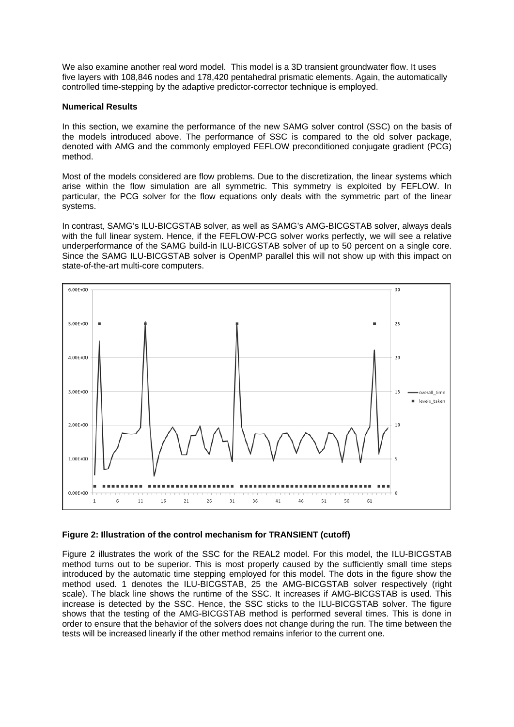We also examine another real word model. This model is a 3D transient groundwater flow. It uses five layers with 108,846 nodes and 178,420 pentahedral prismatic elements. Again, the automatically controlled time-stepping by the adaptive predictor-corrector technique is employed.

**Numerical Results**

In this section, we examine the performance of the new SAMG solver control (SSC) on the basis of the models introduced above. The performance of SSC is compared to the old solver package, denoted with AMG and the commonly employed FEFLOW preconditioned conjugate gradient (PCG) method.

Most of the models considered are flow problems. Due to the discretization, the linear systems which arise within the flow simulation are all symmetric. This symmetry is exploited by FEFLOW. In particular, the PCG solver for the flow equations only deals with the symmetric part of the linear systems.

In contrast, SAMG's ILU-BICGSTAB solver, as well as SAMG's AMG-BICGSTAB solver, always deals with the full linear system. Hence, if the FEFLOW-PCG solver works perfectly, we will see a relative underperformance of the SAMG build-in ILU-BICGSTAB solver of up to 50 percent on a single core. Since the SAMG ILU-BICGSTAB solver is OpenMP parallel this will not show up with this impact on state-of-the-art multi-core computers.

**Figure 2: Illustration of the control mechanism for TRANSIENT (cutoff)**

Figure 2 illustrates the work of the SSC for the REAL2 model. For this model, the ILU-BICGSTAB method turns out to be superior. This is most properly caused by the sufficiently small time steps introduced by the automatic time stepping employed for this model. The dots in the figure show the method used. 1 denotes the ILU-BICGSTAB, 25 the AMG-BICGSTAB solver respectively (right scale). The black line shows the runtime of the SSC. It increases if AMG-BICGSTAB is used. This increase is detected by the SSC. Hence, the SSC sticks to the ILU-BICGSTAB solver. The figure shows that the testing of the AMG-BICGSTAB method is performed several times. This is done in order to ensure that the behavior of the solvers does not change during the run. The time between the tests will be increased linearly if the other method remains inferior to the current one.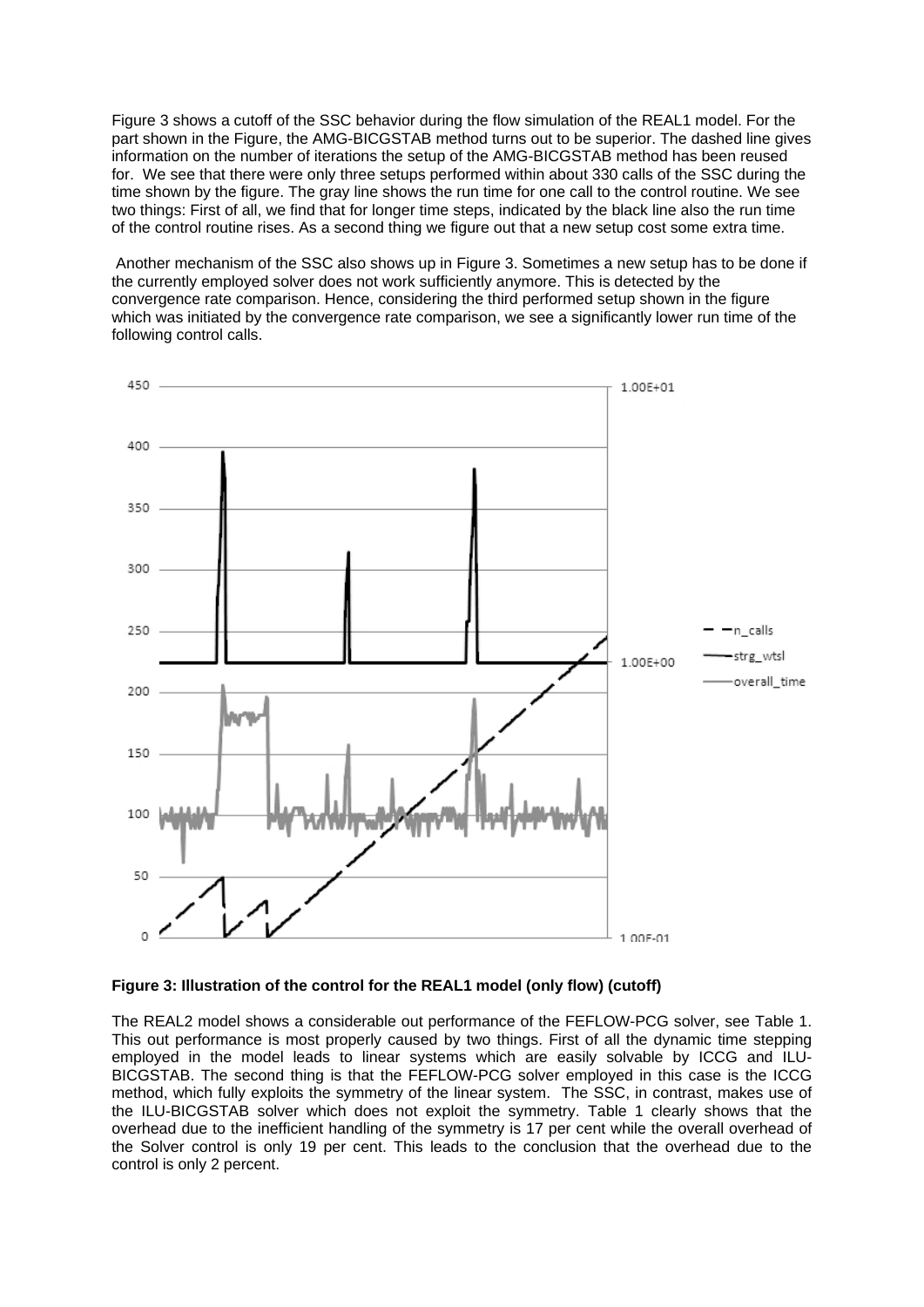Figure 3 shows a cutoff of the SSC behavior during the flow simulation of the REAL1 model. For the part shown in the Figure, the AMG-BICGSTAB method turns out to be superior. The dashed line gives information on the number of iterations the setup of the AMG-BICGSTAB method has been reused for. We see that there were only three setups performed within about 330 calls of the SSC during the time shown by the figure. The gray line shows the run time for one call to the control routine. We see two things: First of all, we find that for longer time steps, indicated by the black line also the run time of the control routine rises. As a second thing we figure out that a new setup cost some extra time.

Another mechanism of the SSC also shows up in Figure 3. Sometimes a new setup has to be done if the currently employed solver does not work sufficiently anymore. This is detected by the convergence rate comparison. Hence, considering the third performed setup shown in the figure which was initiated by the convergence rate comparison, we see a significantly lower run time of the following control calls.

**Figure 3: Illustration of the control for the REAL1 model (only flow) (cutoff)**

The REAL2 model shows a considerable out performance of the FEFLOW-PCG solver, see Table 1. This out performance is most properly caused by two things. First of all the dynamic time stepping employed in the model leads to linear systems which are easily solvable by ICCG and ILU-BICGSTAB. The second thing is that the FEFLOW-PCG solver employed in this case is the ICCG method, which fully exploits the symmetry of the linear system. The SSC, in contrast, makes use of the ILU-BICGSTAB solver which does not exploit the symmetry. Table 1 clearly shows that the overhead due to the inefficient handling of the symmetry is 17 per cent while the overall overhead of the Solver control is only 19 per cent. This leads to the conclusion that the overhead due to the control is only 2 percent.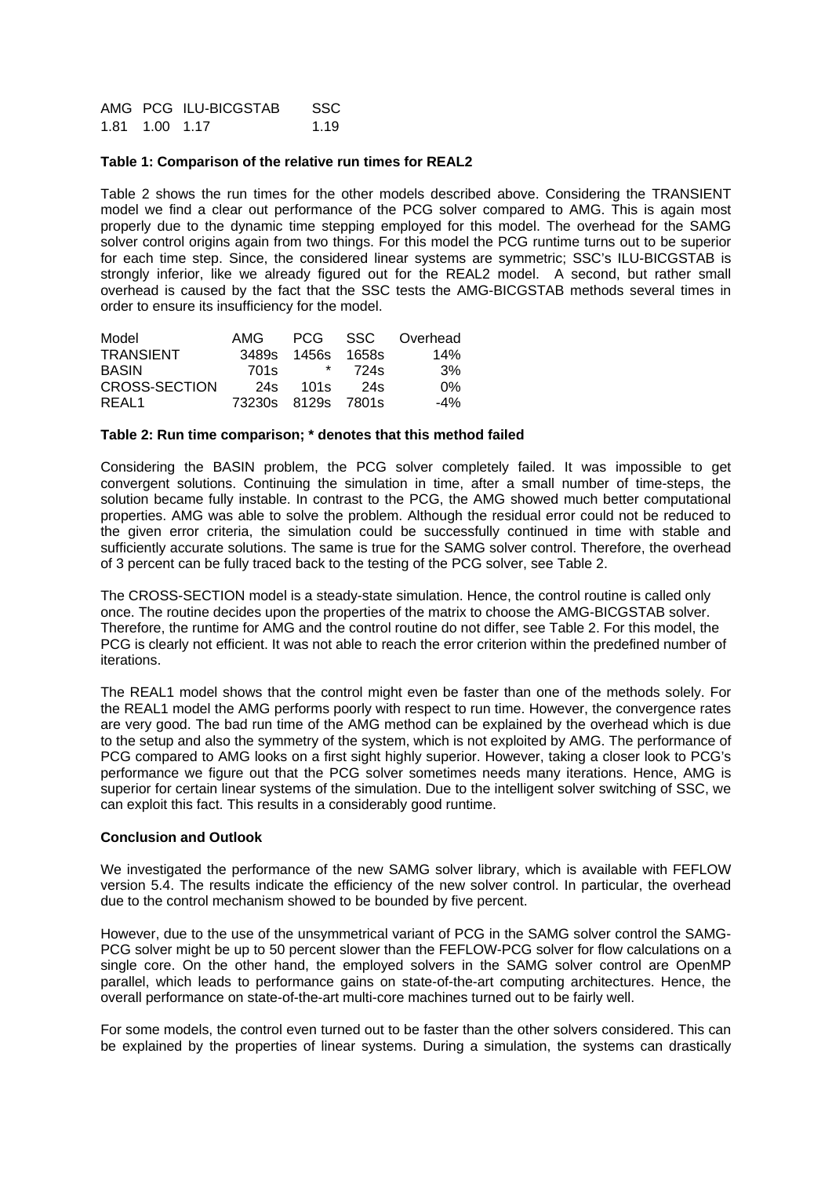| AMG | PCG | ILU-BICGSTAB | SSC |
|---|---|---|---|
| 1.81 | 1.00 | 1.17 | 1.19 |

**Table 1: Comparison of the relative run times for REAL2**

Table 2 shows the run times for the other models described above. Considering the TRANSIENT model we find a clear out performance of the PCG solver compared to AMG. This is again most properly due to the dynamic time stepping employed for this model. The overhead for the SAMG solver control origins again from two things. For this model the PCG runtime turns out to be superior for each time step. Since, the considered linear systems are symmetric; SSC's ILU-BICGSTAB is strongly inferior, like we already figured out for the REAL2 model. A second, but rather small overhead is caused by the fact that the SSC tests the AMG-BICGSTAB methods several times in order to ensure its insufficiency for the model.

| Model | AMG | PCG | SSC | Overhead |
|---|---|---|---|---|
| TRANSIENT | 3489s | 1456s | 1658s | 14% |
| BASIN | 701s | * | 724s | 3% |
| CROSS-SECTION | 24s | 101s | 24s | 0% |
| REAL1 | 73230s | 8129s | 7801s | -4% |

**Table 2: Run time comparison; * denotes that this method failed**

Considering the BASIN problem, the PCG solver completely failed. It was impossible to get convergent solutions. Continuing the simulation in time, after a small number of time-steps, the solution became fully instable. In contrast to the PCG, the AMG showed much better computational properties. AMG was able to solve the problem. Although the residual error could not be reduced to the given error criteria, the simulation could be successfully continued in time with stable and sufficiently accurate solutions. The same is true for the SAMG solver control. Therefore, the overhead of 3 percent can be fully traced back to the testing of the PCG solver, see Table 2.

The CROSS-SECTION model is a steady-state simulation. Hence, the control routine is called only once. The routine decides upon the properties of the matrix to choose the AMG-BICGSTAB solver. Therefore, the runtime for AMG and the control routine do not differ, see Table 2. For this model, the PCG is clearly not efficient. It was not able to reach the error criterion within the predefined number of iterations.

The REAL1 model shows that the control might even be faster than one of the methods solely. For the REAL1 model the AMG performs poorly with respect to run time. However, the convergence rates are very good. The bad run time of the AMG method can be explained by the overhead which is due to the setup and also the symmetry of the system, which is not exploited by AMG. The performance of PCG compared to AMG looks on a first sight highly superior. However, taking a closer look to PCG's performance we figure out that the PCG solver sometimes needs many iterations. Hence, AMG is superior for certain linear systems of the simulation. Due to the intelligent solver switching of SSC, we can exploit this fact. This results in a considerably good runtime.

**Conclusion and Outlook**

We investigated the performance of the new SAMG solver library, which is available with FEFLOW version 5.4. The results indicate the efficiency of the new solver control. In particular, the overhead due to the control mechanism showed to be bounded by five percent.

However, due to the use of the unsymmetrical variant of PCG in the SAMG solver control the SAMG-PCG solver might be up to 50 percent slower than the FEFLOW-PCG solver for flow calculations on a single core. On the other hand, the employed solvers in the SAMG solver control are OpenMP parallel, which leads to performance gains on state-of-the-art computing architectures. Hence, the overall performance on state-of-the-art multi-core machines turned out to be fairly well.

For some models, the control even turned out to be faster than the other solvers considered. This can be explained by the properties of linear systems. During a simulation, the systems can drastically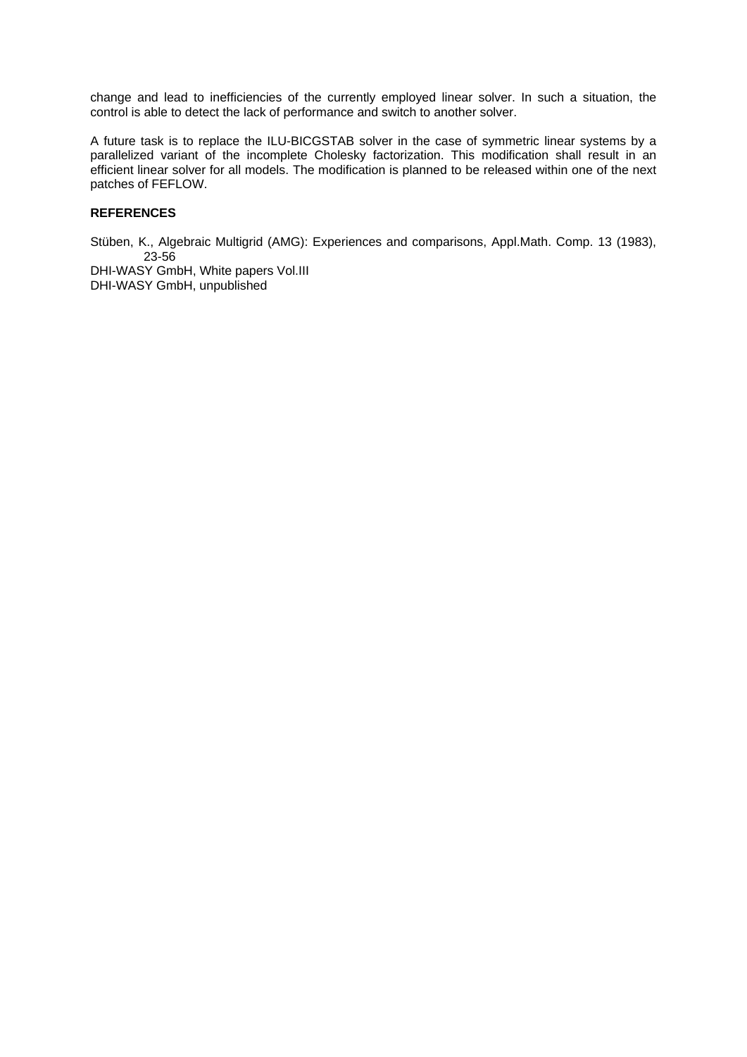change and lead to inefficiencies of the currently employed linear solver. In such a situation, the control is able to detect the lack of performance and switch to another solver.

A future task is to replace the ILU-BICGSTAB solver in the case of symmetric linear systems by a parallelized variant of the incomplete Cholesky factorization. This modification shall result in an efficient linear solver for all models. The modification is planned to be released within one of the next patches of FEFLOW.

**REFERENCES**

Stüben, K., Algebraic Multigrid (AMG): Experiences and comparisons, Appl.Math. Comp. 13 (1983), 23-56

DHI-WASY GmbH, White papers Vol.III

DHI-WASY GmbH, unpublished